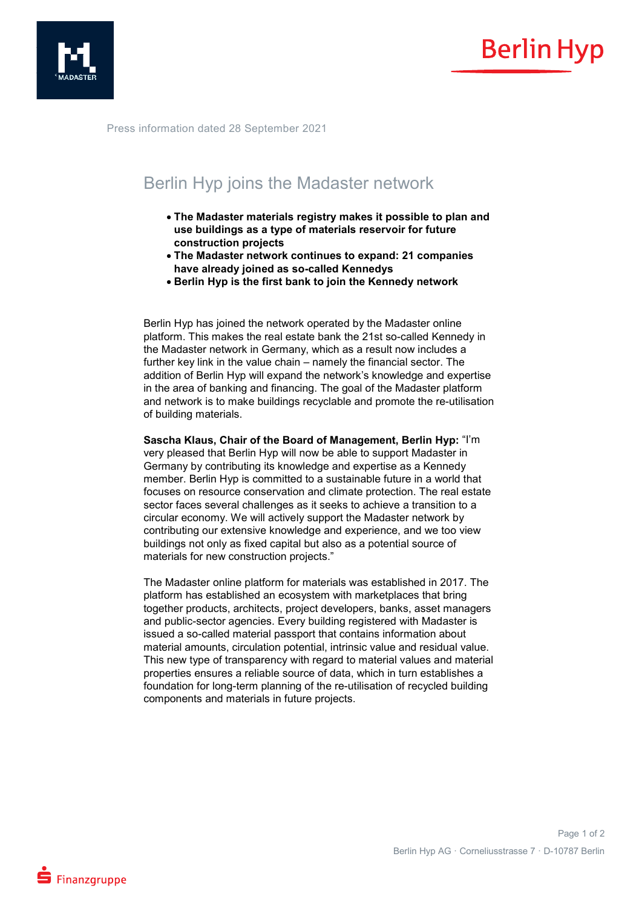Press information dated 28 September 2021

# Berlin Hyp joins the Madaster network

- **The Madaster materials registry makes it possible to plan and use buildings as a type of materials reservoir for future construction projects**
- **The Madaster network continues to expand: 21 companies have already joined as so-called Kennedys**
- **Berlin Hyp is the first bank to join the Kennedy network**

Berlin Hyp has joined the network operated by the Madaster online platform. This makes the real estate bank the 21st so-called Kennedy in the Madaster network in Germany, which as a result now includes a further key link in the value chain – namely the financial sector. The addition of Berlin Hyp will expand the network's knowledge and expertise in the area of banking and financing. The goal of the Madaster platform and network is to make buildings recyclable and promote the re-utilisation of building materials.

**Sascha Klaus, Chair of the Board of Management, Berlin Hyp:** "I'm very pleased that Berlin Hyp will now be able to support Madaster in Germany by contributing its knowledge and expertise as a Kennedy member. Berlin Hyp is committed to a sustainable future in a world that focuses on resource conservation and climate protection. The real estate sector faces several challenges as it seeks to achieve a transition to a circular economy. We will actively support the Madaster network by contributing our extensive knowledge and experience, and we too view buildings not only as fixed capital but also as a potential source of materials for new construction projects."

The Madaster online platform for materials was established in 2017. The platform has established an ecosystem with marketplaces that bring together products, architects, project developers, banks, asset managers and public-sector agencies. Every building registered with Madaster is issued a so-called material passport that contains information about material amounts, circulation potential, intrinsic value and residual value. This new type of transparency with regard to material values and material properties ensures a reliable source of data, which in turn establishes a foundation for long-term planning of the re-utilisation of recycled building components and materials in future projects.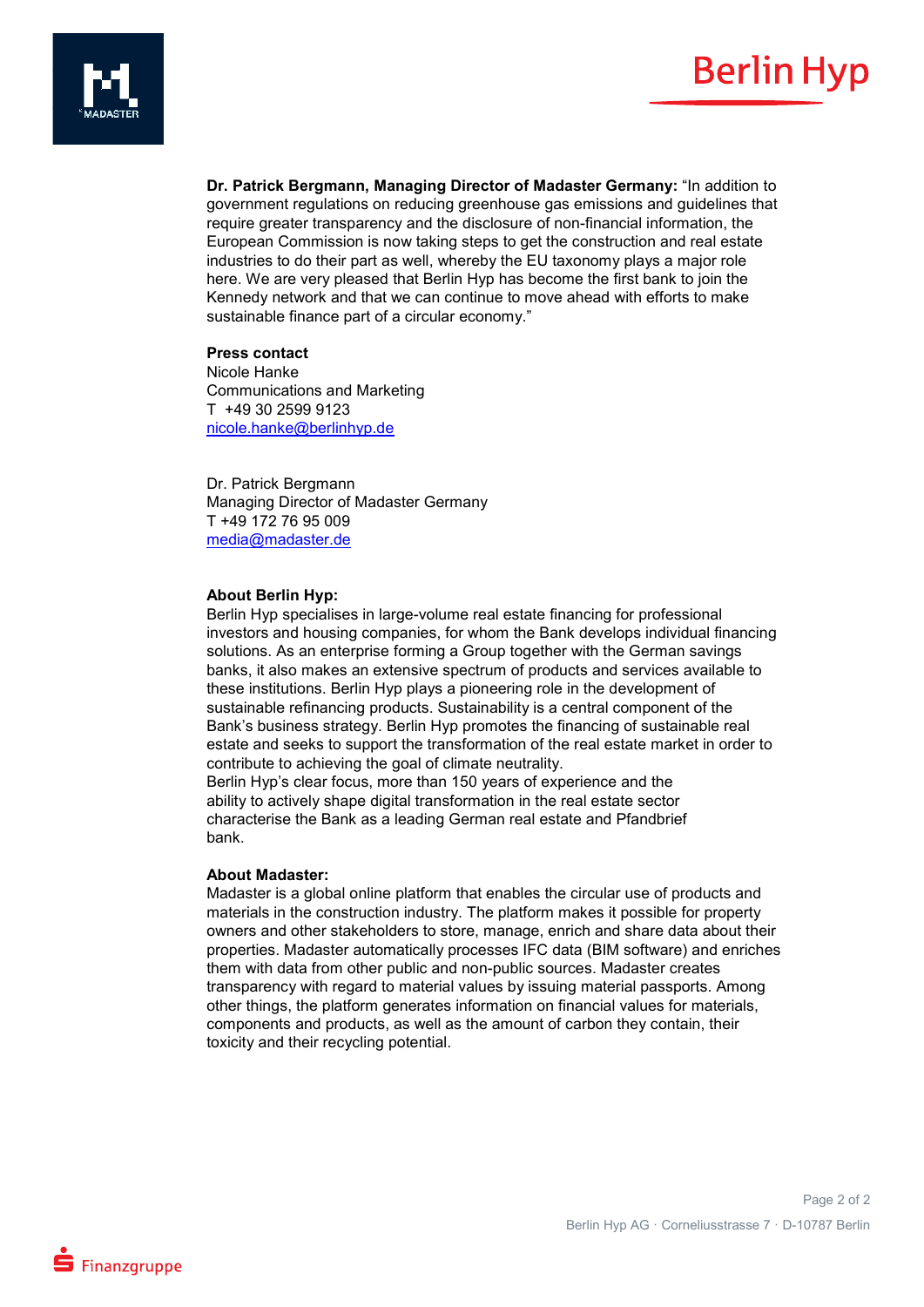**Dr. Patrick Bergmann, Managing Director of Madaster Germany:** "In addition to government regulations on reducing greenhouse gas emissions and guidelines that require greater transparency and the disclosure of non-financial information, the European Commission is now taking steps to get the construction and real estate industries to do their part as well, whereby the EU taxonomy plays a major role here. We are very pleased that Berlin Hyp has become the first bank to join the Kennedy network and that we can continue to move ahead with efforts to make sustainable finance part of a circular economy."

**Press contact**
Nicole Hanke
Communications and Marketing
T +49 30 2599 9123
nicole.hanke@berlinhyp.de

Dr. Patrick Bergmann
Managing Director of Madaster Germany
T +49 172 76 95 009
media@madaster.de

**About Berlin Hyp:**
Berlin Hyp specialises in large-volume real estate financing for professional investors and housing companies, for whom the Bank develops individual financing solutions. As an enterprise forming a Group together with the German savings banks, it also makes an extensive spectrum of products and services available to these institutions. Berlin Hyp plays a pioneering role in the development of sustainable refinancing products. Sustainability is a central component of the Bank's business strategy. Berlin Hyp promotes the financing of sustainable real estate and seeks to support the transformation of the real estate market in order to contribute to achieving the goal of climate neutrality.
Berlin Hyp's clear focus, more than 150 years of experience and the ability to actively shape digital transformation in the real estate sector characterise the Bank as a leading German real estate and Pfandbrief bank.

**About Madaster:**
Madaster is a global online platform that enables the circular use of products and materials in the construction industry. The platform makes it possible for property owners and other stakeholders to store, manage, enrich and share data about their properties. Madaster automatically processes IFC data (BIM software) and enriches them with data from other public and non-public sources. Madaster creates transparency with regard to material values by issuing material passports. Among other things, the platform generates information on financial values for materials, components and products, as well as the amount of carbon they contain, their toxicity and their recycling potential.